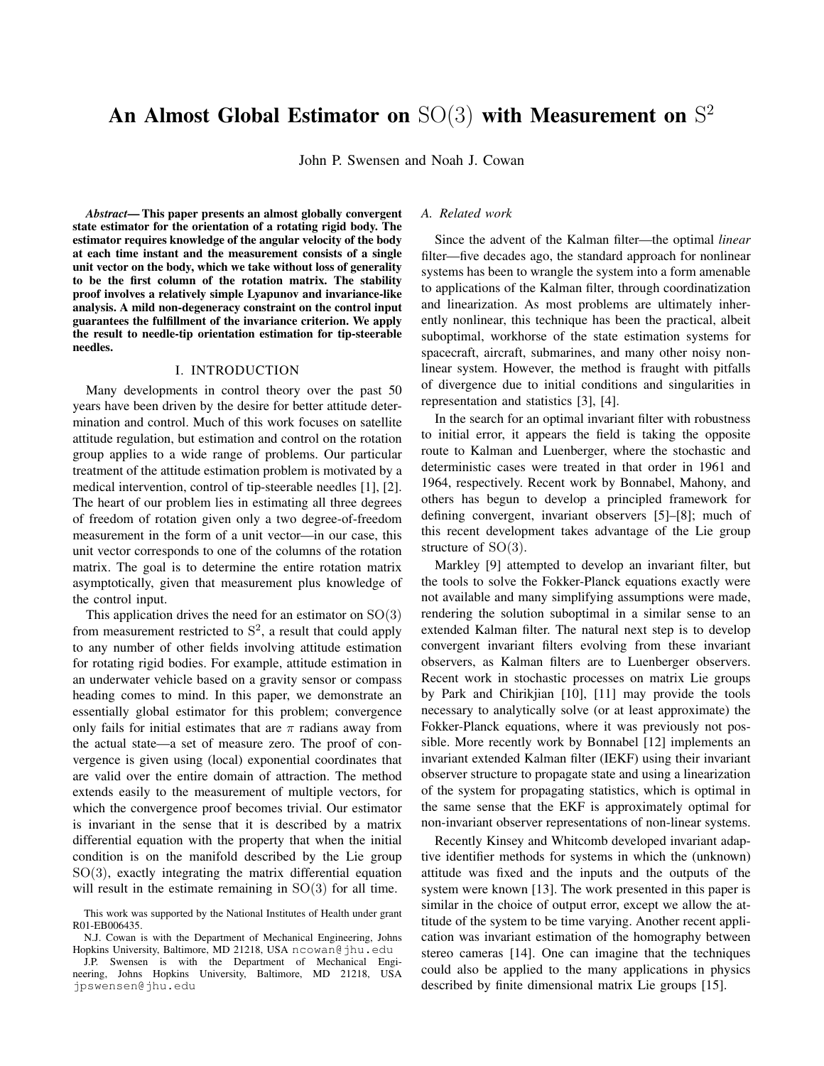# An Almost Global Estimator on $\mathrm{SO}(3)$ with Measurement on $\mathrm{S}^2$

John P. Swensen and Noah J. Cowan

***Abstract*— This paper presents an almost globally convergent state estimator for the orientation of a rotating rigid body. The estimator requires knowledge of the angular velocity of the body at each time instant and the measurement consists of a single unit vector on the body, which we take without loss of generality to be the first column of the rotation matrix. The stability proof involves a relatively simple Lyapunov and invariance-like analysis. A mild non-degeneracy constraint on the control input guarantees the fulfillment of the invariance criterion. We apply the result to needle-tip orientation estimation for tip-steerable needles.**

## I. INTRODUCTION

Many developments in control theory over the past 50 years have been driven by the desire for better attitude determination and control. Much of this work focuses on satellite attitude regulation, but estimation and control on the rotation group applies to a wide range of problems. Our particular treatment of the attitude estimation problem is motivated by a medical intervention, control of tip-steerable needles [1], [2]. The heart of our problem lies in estimating all three degrees of freedom of rotation given only a two degree-of-freedom measurement in the form of a unit vector—in our case, this unit vector corresponds to one of the columns of the rotation matrix. The goal is to determine the entire rotation matrix asymptotically, given that measurement plus knowledge of the control input.

This application drives the need for an estimator on $\mathrm{SO}(3)$ from measurement restricted to $\mathrm{S}^2$, a result that could apply to any number of other fields involving attitude estimation for rotating rigid bodies. For example, attitude estimation in an underwater vehicle based on a gravity sensor or compass heading comes to mind. In this paper, we demonstrate an essentially global estimator for this problem; convergence only fails for initial estimates that are $\pi$ radians away from the actual state—a set of measure zero. The proof of convergence is given using (local) exponential coordinates that are valid over the entire domain of attraction. The method extends easily to the measurement of multiple vectors, for which the convergence proof becomes trivial. Our estimator is invariant in the sense that it is described by a matrix differential equation with the property that when the initial condition is on the manifold described by the Lie group $\mathrm{SO}(3)$, exactly integrating the matrix differential equation will result in the estimate remaining in $\mathrm{SO}(3)$ for all time.

This work was supported by the National Institutes of Health under grant R01-EB006435.

N.J. Cowan is with the Department of Mechanical Engineering, Johns Hopkins University, Baltimore, MD 21218, USA ncowan@jhu.edu

J.P. Swensen is with the Department of Mechanical Engineering, Johns Hopkins University, Baltimore, MD 21218, USA jpswensen@jhu.edu

### A. Related work

Since the advent of the Kalman filter—the optimal *linear* filter—five decades ago, the standard approach for nonlinear systems has been to wrangle the system into a form amenable to applications of the Kalman filter, through coordinatization and linearization. As most problems are ultimately inherently nonlinear, this technique has been the practical, albeit suboptimal, workhorse of the state estimation systems for spacecraft, aircraft, submarines, and many other noisy nonlinear system. However, the method is fraught with pitfalls of divergence due to initial conditions and singularities in representation and statistics [3], [4].

In the search for an optimal invariant filter with robustness to initial error, it appears the field is taking the opposite route to Kalman and Luenberger, where the stochastic and deterministic cases were treated in that order in 1961 and 1964, respectively. Recent work by Bonnabel, Mahony, and others has begun to develop a principled framework for defining convergent, invariant observers [5]–[8]; much of this recent development takes advantage of the Lie group structure of $\mathrm{SO}(3)$.

Markley [9] attempted to develop an invariant filter, but the tools to solve the Fokker-Planck equations exactly were not available and many simplifying assumptions were made, rendering the solution suboptimal in a similar sense to an extended Kalman filter. The natural next step is to develop convergent invariant filters evolving from these invariant observers, as Kalman filters are to Luenberger observers. Recent work in stochastic processes on matrix Lie groups by Park and Chirikjian [10], [11] may provide the tools necessary to analytically solve (or at least approximate) the Fokker-Planck equations, where it was previously not possible. More recently work by Bonnabel [12] implements an invariant extended Kalman filter (IEKF) using their invariant observer structure to propagate state and using a linearization of the system for propagating statistics, which is optimal in the same sense that the EKF is approximately optimal for non-invariant observer representations of non-linear systems.

Recently Kinsey and Whitcomb developed invariant adaptive identifier methods for systems in which the (unknown) attitude was fixed and the inputs and the outputs of the system were known [13]. The work presented in this paper is similar in the choice of output error, except we allow the attitude of the system to be time varying. Another recent application was invariant estimation of the homography between stereo cameras [14]. One can imagine that the techniques could also be applied to the many applications in physics described by finite dimensional matrix Lie groups [15].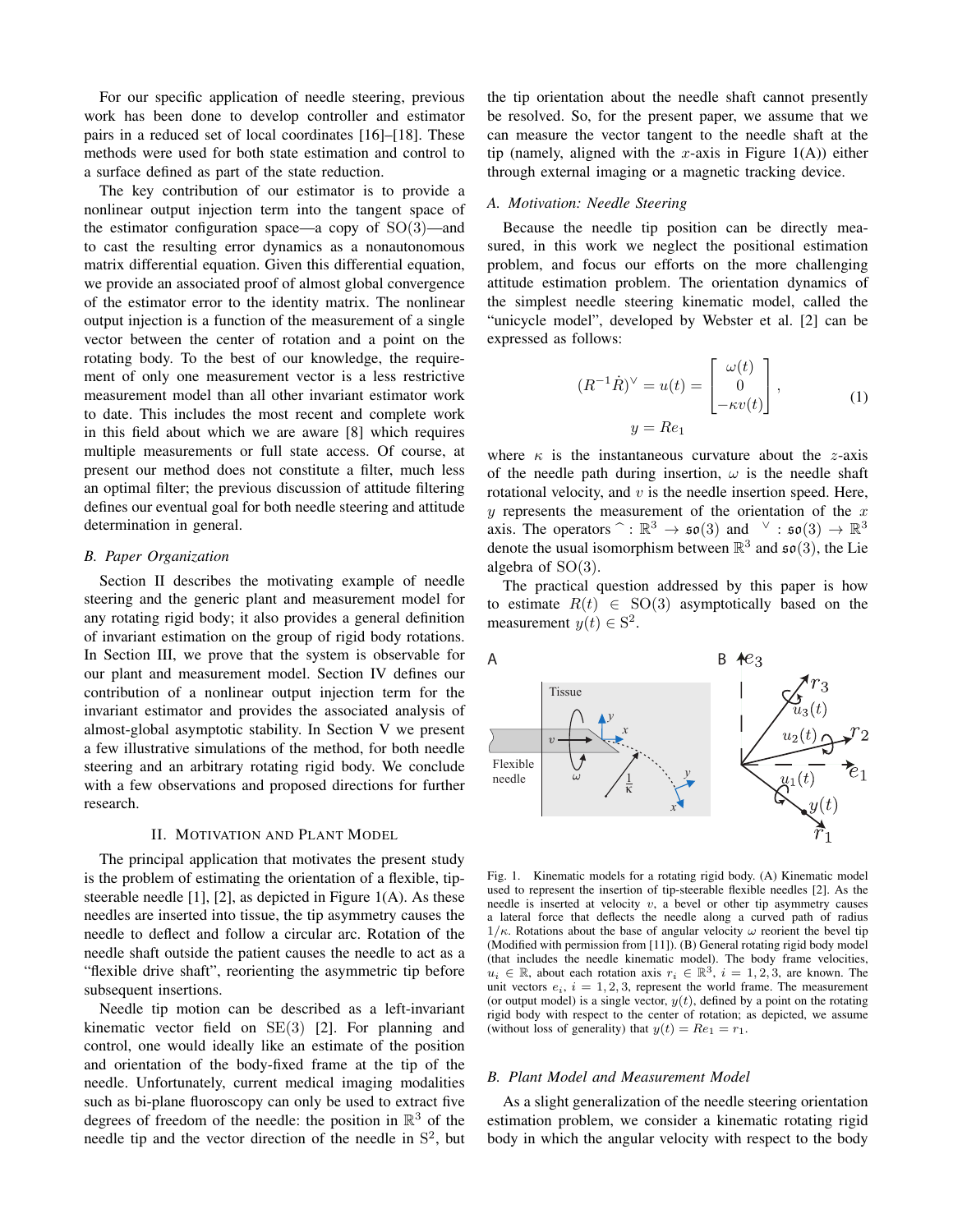For our specific application of needle steering, previous work has been done to develop controller and estimator pairs in a reduced set of local coordinates [16]–[18]. These methods were used for both state estimation and control to a surface defined as part of the state reduction.

The key contribution of our estimator is to provide a nonlinear output injection term into the tangent space of the estimator configuration space—a copy of $\mathrm{SO}(3)$—and to cast the resulting error dynamics as a nonautonomous matrix differential equation. Given this differential equation, we provide an associated proof of almost global convergence of the estimator error to the identity matrix. The nonlinear output injection is a function of the measurement of a single vector between the center of rotation and a point on the rotating body. To the best of our knowledge, the requirement of only one measurement vector is a less restrictive measurement model than all other invariant estimator work to date. This includes the most recent and complete work in this field about which we are aware [8] which requires multiple measurements or full state access. Of course, at present our method does not constitute a filter, much less an optimal filter; the previous discussion of attitude filtering defines our eventual goal for both needle steering and attitude determination in general.

### B. Paper Organization

Section II describes the motivating example of needle steering and the generic plant and measurement model for any rotating rigid body; it also provides a general definition of invariant estimation on the group of rigid body rotations. In Section III, we prove that the system is observable for our plant and measurement model. Section IV defines our contribution of a nonlinear output injection term for the invariant estimator and provides the associated analysis of almost-global asymptotic stability. In Section V we present a few illustrative simulations of the method, for both needle steering and an arbitrary rotating rigid body. We conclude with a few observations and proposed directions for further research.

## II. Motivation and Plant Model

The principal application that motivates the present study is the problem of estimating the orientation of a flexible, tip-steerable needle [1], [2], as depicted in Figure 1(A). As these needles are inserted into tissue, the tip asymmetry causes the needle to deflect and follow a circular arc. Rotation of the needle shaft outside the patient causes the needle to act as a "flexible drive shaft", reorienting the asymmetric tip before subsequent insertions.

Needle tip motion can be described as a left-invariant kinematic vector field on $\mathrm{SE}(3)$ [2]. For planning and control, one would ideally like an estimate of the position and orientation of the body-fixed frame at the tip of the needle. Unfortunately, current medical imaging modalities such as bi-plane fluoroscopy can only be used to extract five degrees of freedom of the needle: the position in $\mathbb{R}^3$ of the needle tip and the vector direction of the needle in $\mathrm{S}^2$, but the tip orientation about the needle shaft cannot presently be resolved. So, for the present paper, we assume that we can measure the vector tangent to the needle shaft at the tip (namely, aligned with the $x$-axis in Figure 1(A)) either through external imaging or a magnetic tracking device.

### A. Motivation: Needle Steering

Because the needle tip position can be directly measured, in this work we neglect the positional estimation problem, and focus our efforts on the more challenging attitude estimation problem. The orientation dynamics of the simplest needle steering kinematic model, called the "unicycle model", developed by Webster et al. [2] can be expressed as follows:

$$
\begin{aligned}
(R^{-1}\dot{R})^{\vee} = u(t) &= \begin{bmatrix} \omega(t) \\ 0 \\ -\kappa v(t) \end{bmatrix}, \\
y &= Re_1
\end{aligned}
\tag{1}
$$

where $\kappa$ is the instantaneous curvature about the $z$-axis of the needle path during insertion, $\omega$ is the needle shaft rotational velocity, and $v$ is the needle insertion speed. Here, $y$ represents the measurement of the orientation of the $x$ axis. The operators $\hat{\ }: \mathbb{R}^3 \to \mathfrak{so}(3)$ and $^{\vee}: \mathfrak{so}(3) \to \mathbb{R}^3$ denote the usual isomorphism between $\mathbb{R}^3$ and $\mathfrak{so}(3)$, the Lie algebra of $\mathrm{SO}(3)$.

The practical question addressed by this paper is how to estimate $R(t) \in \mathrm{SO}(3)$ asymptotically based on the measurement $y(t) \in \mathrm{S}^2$.

Fig. 1. Kinematic models for a rotating rigid body. (A) Kinematic model used to represent the insertion of tip-steerable flexible needles [2]. As the needle is inserted at velocity $v$, a bevel or other tip asymmetry causes a lateral force that deflects the needle along a curved path of radius $1/\kappa$. Rotations about the base of angular velocity $\omega$ reorient the bevel tip (Modified with permission from [11]). (B) General rotating rigid body model (that includes the needle kinematic model). The body frame velocities, $u_i \in \mathbb{R}$, about each rotation axis $r_i \in \mathbb{R}^3$, $i = 1, 2, 3$, are known. The unit vectors $e_i$, $i = 1, 2, 3$, represent the world frame. The measurement (or output model) is a single vector, $y(t)$, defined by a point on the rotating rigid body with respect to the center of rotation; as depicted, we assume (without loss of generality) that $y(t) = Re_1 = r_1$.

### B. Plant Model and Measurement Model

As a slight generalization of the needle steering orientation estimation problem, we consider a kinematic rotating rigid body in which the angular velocity with respect to the body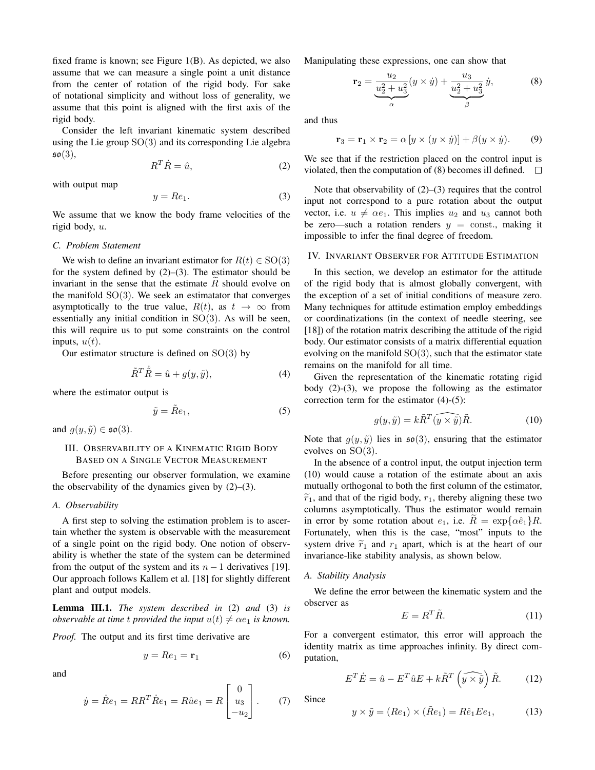fixed frame is known; see Figure 1(B). As depicted, we also assume that we can measure a single point a unit distance from the center of rotation of the rigid body. For sake of notational simplicity and without loss of generality, we assume that this point is aligned with the first axis of the rigid body.

Consider the left invariant kinematic system described using the Lie group $\mathrm{SO}(3)$ and its corresponding Lie algebra $\mathfrak{so}(3)$,

$$R^T \dot{R} = \hat{u}, \tag{2}$$

with output map

$$y = R e_1. \tag{3}$$

We assume that we know the body frame velocities of the rigid body, $u$.

### C. Problem Statement

We wish to define an invariant estimator for $R(t) \in \mathrm{SO}(3)$ for the system defined by (2)–(3). The estimator should be invariant in the sense that the estimate $\widetilde{R}$ should evolve on the manifold $\mathrm{SO}(3)$. We seek an estimatator that converges asymptotically to the true value, $R(t)$, as $t \to \infty$ from essentially any initial condition in $\mathrm{SO}(3)$. As will be seen, this will require us to put some constraints on the control inputs, $u(t)$.

Our estimator structure is defined on $\mathrm{SO}(3)$ by

$$\tilde{R}^T \dot{\tilde{R}} = \hat{u} + g(y, \tilde{y}), \tag{4}$$

where the estimator output is

$$\tilde{y} = \tilde{R} e_1, \tag{5}$$

and $g(y, \tilde{y}) \in \mathfrak{so}(3)$.

## III. Observability of a Kinematic Rigid Body Based on a Single Vector Measurement

Before presenting our observer formulation, we examine the observability of the dynamics given by (2)–(3).

### A. Observability

A first step to solving the estimation problem is to ascertain whether the system is observable with the measurement of a single point on the rigid body. One notion of observability is whether the state of the system can be determined from the output of the system and its $n-1$ derivatives [19]. Our approach follows Kallem et al. [18] for slightly different plant and output models.

**Lemma III.1.** *The system described in* (2) *and* (3) *is observable at time* $t$ *provided the input* $u(t) \neq \alpha e_1$ *is known.*

*Proof.* The output and its first time derivative are

$$y = R e_1 = \mathbf{r}_1 \tag{6}$$

and

$$\dot{y} = \dot{R} e_1 = R R^T \dot{R} e_1 = R \hat{u} e_1 = R \begin{bmatrix} 0 \\ u_3 \\ -u_2 \end{bmatrix}. \tag{7}$$

Manipulating these expressions, one can show that

$$\mathbf{r}_2 = \underbrace{\frac{u_2}{u_2^2 + u_3^2}}_{\alpha} (y \times \dot{y}) + \underbrace{\frac{u_3}{u_2^2 + u_3^2}}_{\beta} \dot{y}, \tag{8}$$

and thus

$$\mathbf{r}_3 = \mathbf{r}_1 \times \mathbf{r}_2 = \alpha \left[ y \times (y \times \dot{y}) \right] + \beta (y \times \dot{y}). \tag{9}$$

We see that if the restriction placed on the control input is violated, then the computation of (8) becomes ill defined. □

Note that observability of (2)–(3) requires that the control input not correspond to a pure rotation about the output vector, i.e. $u \neq \alpha e_1$. This implies $u_2$ and $u_3$ cannot both be zero—such a rotation renders $y = \text{const.}$, making it impossible to infer the final degree of freedom.

## IV. Invariant Observer for Attitude Estimation

In this section, we develop an estimator for the attitude of the rigid body that is almost globally convergent, with the exception of a set of initial conditions of measure zero. Many techniques for attitude estimation employ embeddings or coordinatizations (in the context of needle steering, see [18]) of the rotation matrix describing the attitude of the rigid body. Our estimator consists of a matrix differential equation evolving on the manifold $\mathrm{SO}(3)$, such that the estimator state remains on the manifold for all time.

Given the representation of the kinematic rotating rigid body (2)-(3), we propose the following as the estimator correction term for the estimator (4)-(5):

$$g(y, \tilde{y}) = k \tilde{R}^T \widehat{(y \times \tilde{y})} \tilde{R}. \tag{10}$$

Note that $g(y, \tilde{y})$ lies in $\mathfrak{so}(3)$, ensuring that the estimator evolves on $\mathrm{SO}(3)$.

In the absence of a control input, the output injection term (10) would cause a rotation of the estimate about an axis mutually orthogonal to both the first column of the estimator, $\widetilde{r}_1$, and that of the rigid body, $r_1$, thereby aligning these two columns asymptotically. Thus the estimator would remain in error by some rotation about $e_1$, i.e. $\widetilde{R} = \exp\{\alpha \hat{e}_1\} R$. Fortunately, when this is the case, "most" inputs to the system drive $\widetilde{r}_1$ and $r_1$ apart, which is at the heart of our invariance-like stability analysis, as shown below.

### A. Stability Analysis

We define the error between the kinematic system and the observer as

$$E = R^T \tilde{R}. \tag{11}$$

For a convergent estimator, this error will approach the identity matrix as time approaches infinity. By direct computation,

$$E^T \dot{E} = \hat{u} - E^T \hat{u} E + k \tilde{R}^T \left( \widehat{y \times \tilde{y}} \right) \tilde{R}. \tag{12}$$

Since

$$y \times \tilde{y} = (R e_1) \times (\tilde{R} e_1) = R \hat{e}_1 E e_1, \tag{13}$$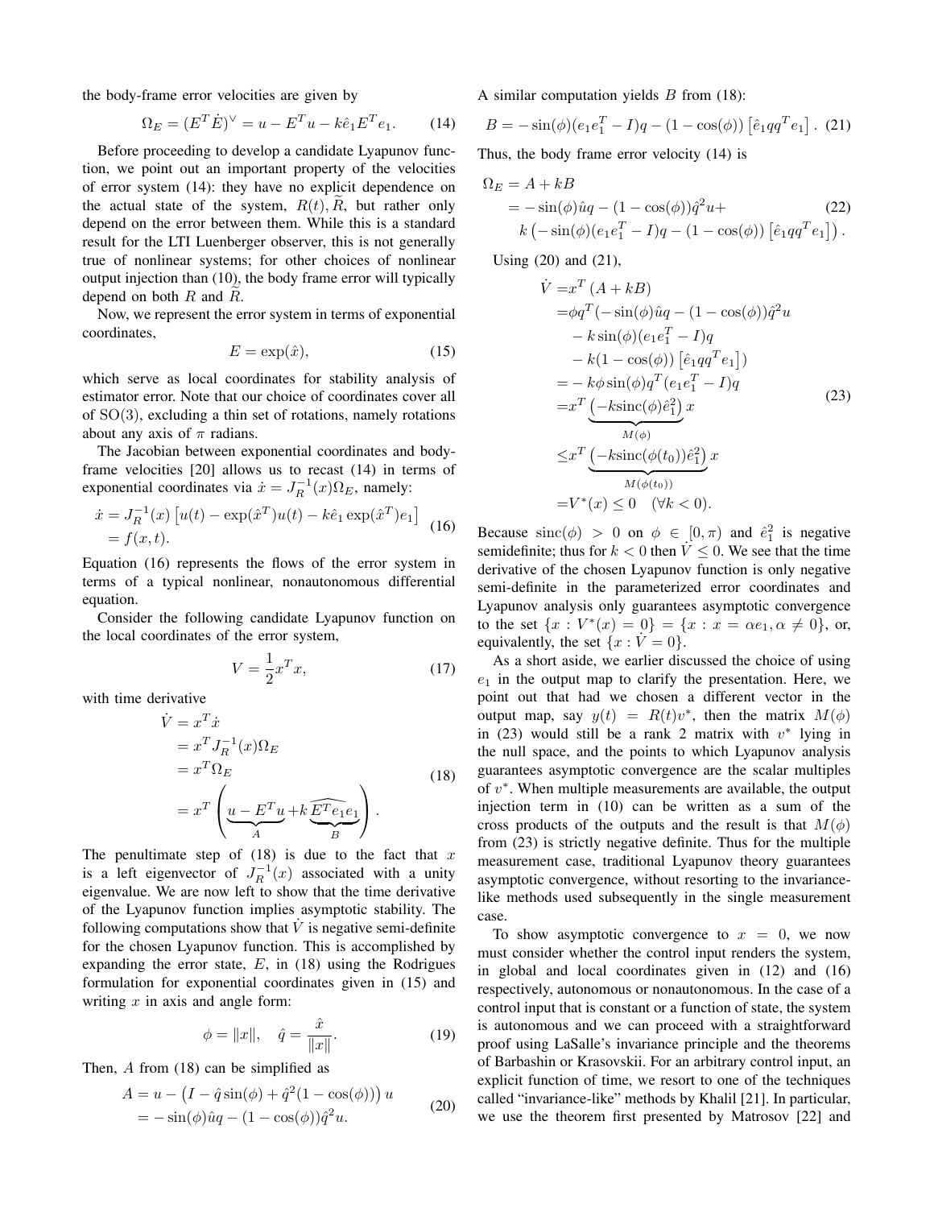the body-frame error velocities are given by

$$\Omega_E = (E^T \dot{E})^\vee = u - E^T u - k\hat{e}_1 E^T e_1. \tag{14}$$

Before proceeding to develop a candidate Lyapunov function, we point out an important property of the velocities of error system (14): they have no explicit dependence on the actual state of the system, $R(t), \widetilde{R}$, but rather only depend on the error between them. While this is a standard result for the LTI Luenberger observer, this is not generally true of nonlinear systems; for other choices of nonlinear output injection than (10), the body frame error will typically depend on both $R$ and $\widetilde{R}$.

Now, we represent the error system in terms of exponential coordinates,

$$E = \exp(\hat{x}), \tag{15}$$

which serve as local coordinates for stability analysis of estimator error. Note that our choice of coordinates cover all of SO(3), excluding a thin set of rotations, namely rotations about any axis of $\pi$ radians.

The Jacobian between exponential coordinates and body-frame velocities [20] allows us to recast (14) in terms of exponential coordinates via $\dot{x} = J_R^{-1}(x)\Omega_E$, namely:

$$\begin{aligned} \dot{x} &= J_R^{-1}(x)\left[u(t) - \exp(\hat{x}^T)u(t) - k\hat{e}_1 \exp(\hat{x}^T)e_1\right] \\ &= f(x,t). \end{aligned} \tag{16}$$

Equation (16) represents the flows of the error system in terms of a typical nonlinear, nonautonomous differential equation.

Consider the following candidate Lyapunov function on the local coordinates of the error system,

$$V = \frac{1}{2}x^T x, \tag{17}$$

with time derivative

$$\begin{aligned} \dot{V} &= x^T \dot{x} \\ &= x^T J_R^{-1}(x)\Omega_E \\ &= x^T \Omega_E \\ &= x^T \left( \underbrace{u - E^T u}_{A} + k\underbrace{\widehat{E^T e_1} e_1}_{B} \right). \end{aligned} \tag{18}$$

The penultimate step of (18) is due to the fact that $x$ is a left eigenvector of $J_R^{-1}(x)$ associated with a unity eigenvalue. We are now left to show that the time derivative of the Lyapunov function implies asymptotic stability. The following computations show that $\dot{V}$ is negative semi-definite for the chosen Lyapunov function. This is accomplished by expanding the error state, $E$, in (18) using the Rodrigues formulation for exponential coordinates given in (15) and writing $x$ in axis and angle form:

$$\phi = \|x\|, \quad \hat{q} = \frac{\hat{x}}{\|x\|}. \tag{19}$$

Then, $A$ from (18) can be simplified as

$$\begin{aligned} A &= u - \left(I - \hat{q}\sin(\phi) + \hat{q}^2(1-\cos(\phi))\right)u \\ &= -\sin(\phi)\hat{u}q - (1-\cos(\phi))\hat{q}^2 u. \end{aligned} \tag{20}$$

A similar computation yields $B$ from (18):

$$B = -\sin(\phi)(e_1 e_1^T - I)q - (1-\cos(\phi))\left[\hat{e}_1 q q^T e_1\right]. \tag{21}$$

Thus, the body frame error velocity (14) is

$$\begin{aligned} \Omega_E &= A + kB \\ &= -\sin(\phi)\hat{u}q - (1-\cos(\phi))\hat{q}^2 u + \\ &\quad k\left(-\sin(\phi)(e_1 e_1^T - I)q - (1-\cos(\phi))\left[\hat{e}_1 q q^T e_1\right]\right). \end{aligned} \tag{22}$$

Using (20) and (21),

$$\begin{aligned} \dot{V} &= x^T (A + kB) \\ &= \phi q^T(-\sin(\phi)\hat{u}q - (1-\cos(\phi))\hat{q}^2 u \\ &\quad - k\sin(\phi)(e_1 e_1^T - I)q \\ &\quad - k(1-\cos(\phi))\left[\hat{e}_1 q q^T e_1\right]) \\ &= -k\phi\sin(\phi)q^T(e_1 e_1^T - I)q \\ &= x^T \underbrace{\left(-k\text{sinc}(\phi)\hat{e}_1^2\right)}_{M(\phi)} x \\ &\leq x^T \underbrace{\left(-k\text{sinc}(\phi(t_0))\hat{e}_1^2\right)}_{M(\phi(t_0))} x \\ &= V^*(x) \leq 0 \quad (\forall k < 0). \end{aligned} \tag{23}$$

Because $\text{sinc}(\phi) > 0$ on $\phi \in [0, \pi)$ and $\hat{e}_1^2$ is negative semidefinite; thus for $k < 0$ then $\dot{V} \leq 0$. We see that the time derivative of the chosen Lyapunov function is only negative semi-definite in the parameterized error coordinates and Lyapunov analysis only guarantees asymptotic convergence to the set $\{x : V^*(x) = 0\} = \{x : x = \alpha e_1, \alpha \neq 0\}$, or, equivalently, the set $\{x : \dot{V} = 0\}$.

As a short aside, we earlier discussed the choice of using $e_1$ in the output map to clarify the presentation. Here, we point out that had we chosen a different vector in the output map, say $y(t) = R(t)v^*$, then the matrix $M(\phi)$ in (23) would still be a rank 2 matrix with $v^*$ lying in the null space, and the points to which Lyapunov analysis guarantees asymptotic convergence are the scalar multiples of $v^*$. When multiple measurements are available, the output injection term in (10) can be written as a sum of the cross products of the outputs and the result is that $M(\phi)$ from (23) is strictly negative definite. Thus for the multiple measurement case, traditional Lyapunov theory guarantees asymptotic convergence, without resorting to the invariance-like methods used subsequently in the single measurement case.

To show asymptotic convergence to $x = 0$, we now must consider whether the control input renders the system, in global and local coordinates given in (12) and (16) respectively, autonomous or nonautonomous. In the case of a control input that is constant or a function of state, the system is autonomous and we can proceed with a straightforward proof using LaSalle's invariance principle and the theorems of Barbashin or Krasovskii. For an arbitrary control input, an explicit function of time, we resort to one of the techniques called "invariance-like" methods by Khalil [21]. In particular, we use the theorem first presented by Matrosov [22] and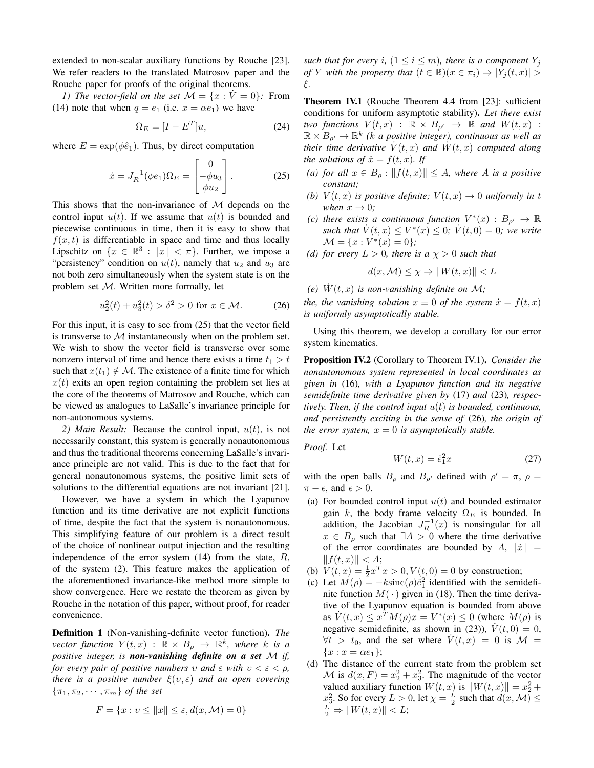extended to non-scalar auxiliary functions by Rouche [23]. We refer readers to the translated Matrosov paper and the Rouche paper for proofs of the original theorems.

*1) The vector-field on the set $\mathcal{M} = \{x : \dot{V} = 0\}$:* From (14) note that when $q = e_1$ (i.e. $x = \alpha e_1$) we have

$$\Omega_E = [I - E^T]u, \tag{24}$$

where $E = \exp(\phi \hat{e}_1)$. Thus, by direct computation

$$\dot{x} = J_R^{-1}(\phi e_1)\Omega_E = \begin{bmatrix} 0 \\ -\phi u_3 \\ \phi u_2 \end{bmatrix}. \tag{25}$$

This shows that the non-invariance of $\mathcal{M}$ depends on the control input $u(t)$. If we assume that $u(t)$ is bounded and piecewise continuous in time, then it is easy to show that $f(x,t)$ is differentiable in space and time and thus locally Lipschitz on $\{x \in \mathbb{R}^3 : \|x\| < \pi\}$. Further, we impose a "persistency" condition on $u(t)$, namely that $u_2$ and $u_3$ are not both zero simultaneously when the system state is on the problem set $\mathcal{M}$. Written more formally, let

$$u_2^2(t) + u_3^2(t) > \delta^2 > 0 \text{ for } x \in \mathcal{M}. \tag{26}$$

For this input, it is easy to see from (25) that the vector field is transverse to $\mathcal{M}$ instantaneously when on the problem set. We wish to show the vector field is transverse over some nonzero interval of time and hence there exists a time $t_1 > t$ such that $x(t_1) \notin \mathcal{M}$. The existence of a finite time for which $x(t)$ exits an open region containing the problem set lies at the core of the theorems of Matrosov and Rouche, which can be viewed as analogues to LaSalle's invariance principle for non-autonomous systems.

*2) Main Result:* Because the control input, $u(t)$, is not necessarily constant, this system is generally nonautonomous and thus the traditional theorems concerning LaSalle's invariance principle are not valid. This is due to the fact that for general nonautonomous systems, the positive limit sets of solutions to the differential equations are not invariant [21].

However, we have a system in which the Lyapunov function and its time derivative are not explicit functions of time, despite the fact that the system is nonautonomous. This simplifying feature of our problem is a direct result of the choice of nonlinear output injection and the resulting independence of the error system (14) from the state, $R$, of the system (2). This feature makes the application of the aforementioned invariance-like method more simple to show convergence. Here we restate the theorem as given by Rouche in the notation of this paper, without proof, for reader convenience.

**Definition 1** (Non-vanishing-definite vector function)**.** *The vector function $Y(t,x) : \mathbb{R} \times B_\rho \to \mathbb{R}^k$, where $k$ is a positive integer, is **non-vanishing definite on a set** $\mathcal{M}$ if, for every pair of positive numbers $\upsilon$ and $\varepsilon$ with $\upsilon < \varepsilon < \rho$, there is a positive number $\xi(\upsilon, \varepsilon)$ and an open covering $\{\pi_1, \pi_2, \cdots, \pi_m\}$ of the set*

$$F = \{x : \upsilon \leq \|x\| \leq \varepsilon, d(x, \mathcal{M}) = 0\}$$

*such that for every $i$, $(1 \leq i \leq m)$, there is a component $Y_j$ of $Y$ with the property that $(t \in \mathbb{R})(x \in \pi_i) \Rightarrow |Y_j(t,x)| > \xi$.*

**Theorem IV.1** (Rouche Theorem 4.4 from [23]: sufficient conditions for uniform asymptotic stability)**.** *Let there exist two functions $V(t,x) : \mathbb{R} \times B_{\rho'} \to \mathbb{R}$ and $W(t,x) : \mathbb{R} \times B_{\rho'} \to \mathbb{R}^k$ ($k$ a positive integer), continuous as well as their time derivative $\dot{V}(t,x)$ and $\dot{W}(t,x)$ computed along the solutions of $\dot{x} = f(t,x)$. If*

*(a) for all $x \in B_\rho : \|f(t,x)\| \leq A$, where $A$ is a positive constant;*
*(b) $V(t,x)$ is positive definite; $V(t,x) \to 0$ uniformly in $t$ when $x \to 0$;*
*(c) there exists a continuous function $V^*(x) : B_{\rho'} \to \mathbb{R}$ such that $\dot{V}(t,x) \leq V^*(x) \leq 0$; $\dot{V}(t,0) = 0$; we write $\mathcal{M} = \{x : V^*(x) = 0\}$;*
*(d) for every $L > 0$, there is a $\chi > 0$ such that*

$$d(x, \mathcal{M}) \leq \chi \Rightarrow \|W(t,x)\| < L$$

*(e) $\dot{W}(t,x)$ is non-vanishing definite on $\mathcal{M}$;*

*the, the vanishing solution $x \equiv 0$ of the system $\dot{x} = f(t,x)$ is uniformly asymptotically stable.*

Using this theorem, we develop a corollary for our error system kinematics.

**Proposition IV.2** (Corollary to Theorem IV.1)**.** *Consider the nonautonomous system represented in local coordinates as given in* (16)*, with a Lyapunov function and its negative semidefinite time derivative given by* (17) *and* (23)*, respectively. Then, if the control input $u(t)$ is bounded, continuous, and persistently exciting in the sense of* (26)*, the origin of the error system, $x = 0$ is asymptotically stable.*

*Proof.* Let

$$W(t,x) = \hat{e}_1^2 x \tag{27}$$

with the open balls $B_\rho$ and $B_{\rho'}$ defined with $\rho' = \pi$, $\rho = \pi - \epsilon$, and $\epsilon > 0$.

(a) For bounded control input $u(t)$ and bounded estimator gain $k$, the body frame velocity $\Omega_E$ is bounded. In addition, the Jacobian $J_R^{-1}(x)$ is nonsingular for all $x \in B_\rho$ such that $\exists A > 0$ where the time derivative of the error coordinates are bounded by $A$, $\|\dot{x}\| = \|f(t,x)\| < A$;
(b) $V(t,x) = \frac{1}{2}x^T x > 0, V(t,0) = 0$ by construction;
(c) Let $M(\rho) = -k\text{sinc}(\rho)\hat{e}_1^2$ identified with the semidefinite function $M(\,\cdot\,)$ given in (18). Then the time derivative of the Lyapunov equation is bounded from above as $\dot{V}(t,x) \leq x^T M(\rho) x = V^*(x) \leq 0$ (where $M(\rho)$ is negative semidefinite, as shown in (23)), $\dot{V}(t,0) = 0$, $\forall t > t_0$, and the set where $\dot{V}(t,x) = 0$ is $\mathcal{M} = \{x : x = \alpha e_1\}$;
(d) The distance of the current state from the problem set $\mathcal{M}$ is $d(x, F) = x_2^2 + x_3^2$. The magnitude of the vector valued auxiliary function $W(t,x)$ is $\|W(t,x)\| = x_2^2 + x_3^2$. So for every $L > 0$, let $\chi = \frac{L}{2}$ such that $d(x, \mathcal{M}) \leq \frac{L}{2} \Rightarrow \|W(t,x)\| < L$;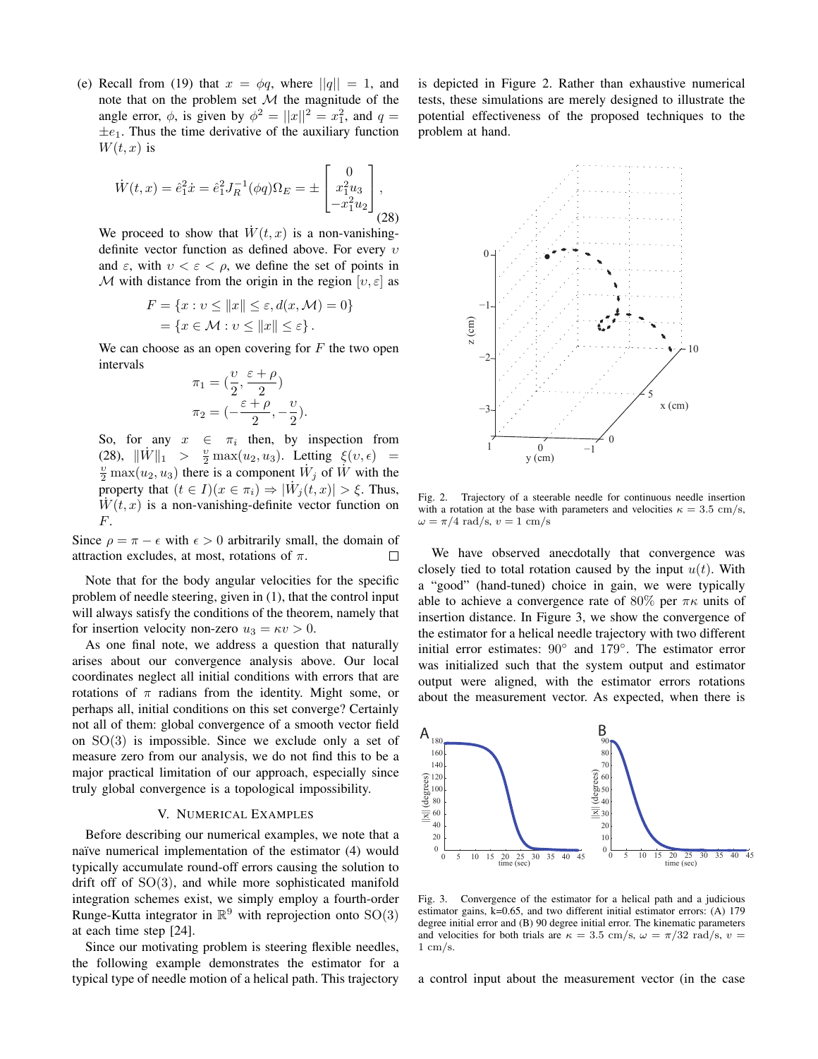(e) Recall from (19) that $x = \phi q$, where $||q|| = 1$, and note that on the problem set $\mathcal{M}$ the magnitude of the angle error, $\phi$, is given by $\phi^2 = ||x||^2 = x_1^2$, and $q = \pm e_1$. Thus the time derivative of the auxiliary function $W(t, x)$ is

$$\dot{W}(t,x) = \hat{e}_1^2 \dot{x} = \hat{e}_1^2 J_R^{-1}(\phi q)\Omega_E = \pm \begin{bmatrix} 0 \\ x_1^2 u_3 \\ -x_1^2 u_2 \end{bmatrix}, \tag{28}$$

We proceed to show that $\dot{W}(t,x)$ is a non-vanishing-definite vector function as defined above. For every $\upsilon$ and $\varepsilon$, with $\upsilon < \varepsilon < \rho$, we define the set of points in $\mathcal{M}$ with distance from the origin in the region $[\upsilon, \varepsilon]$ as

$$\begin{aligned} F &= \{x : \upsilon \leq \|x\| \leq \varepsilon, d(x, \mathcal{M}) = 0\} \\ &= \{x \in \mathcal{M} : \upsilon \leq \|x\| \leq \varepsilon\}. \end{aligned}$$

We can choose as an open covering for $F$ the two open intervals

$$\begin{aligned} \pi_1 &= (\frac{\upsilon}{2}, \frac{\varepsilon + \rho}{2}) \\ \pi_2 &= (-\frac{\varepsilon + \rho}{2}, -\frac{\upsilon}{2}). \end{aligned}$$

So, for any $x \in \pi_i$ then, by inspection from (28), $\|\dot{W}\|_1 > \frac{\upsilon}{2}\max(u_2, u_3)$. Letting $\xi(\upsilon, \epsilon) = \frac{\upsilon}{2}\max(u_2, u_3)$ there is a component $\dot{W}_j$ of $\dot{W}$ with the property that $(t \in I)(x \in \pi_i) \Rightarrow |\dot{W}_j(t,x)| > \xi$. Thus, $\dot{W}(t,x)$ is a non-vanishing-definite vector function on $F$.

Since $\rho = \pi - \epsilon$ with $\epsilon > 0$ arbitrarily small, the domain of attraction excludes, at most, rotations of $\pi$. □

Note that for the body angular velocities for the specific problem of needle steering, given in (1), that the control input will always satisfy the conditions of the theorem, namely that for insertion velocity non-zero $u_3 = \kappa v > 0$.

As one final note, we address a question that naturally arises about our convergence analysis above. Our local coordinates neglect all initial conditions with errors that are rotations of $\pi$ radians from the identity. Might some, or perhaps all, initial conditions on this set converge? Certainly not all of them: global convergence of a smooth vector field on SO(3) is impossible. Since we exclude only a set of measure zero from our analysis, we do not find this to be a major practical limitation of our approach, especially since truly global convergence is a topological impossibility.

## V. Numerical Examples

Before describing our numerical examples, we note that a naïve numerical implementation of the estimator (4) would typically accumulate round-off errors causing the solution to drift off of SO(3), and while more sophisticated manifold integration schemes exist, we simply employ a fourth-order Runge-Kutta integrator in $\mathbb{R}^9$ with reprojection onto SO(3) at each time step [24].

Since our motivating problem is steering flexible needles, the following example demonstrates the estimator for a typical type of needle motion of a helical path. This trajectory is depicted in Figure 2. Rather than exhaustive numerical tests, these simulations are merely designed to illustrate the potential effectiveness of the proposed techniques to the problem at hand.

Fig. 2. Trajectory of a steerable needle for continuous needle insertion with a rotation at the base with parameters and velocities $\kappa = 3.5$ cm/s, $\omega = \pi/4$ rad/s, $v = 1$ cm/s

We have observed anecdotally that convergence was closely tied to total rotation caused by the input $u(t)$. With a "good" (hand-tuned) choice in gain, we were typically able to achieve a convergence rate of 80% per $\pi\kappa$ units of insertion distance. In Figure 3, we show the convergence of the estimator for a helical needle trajectory with two different initial error estimates: 90° and 179°. The estimator error was initialized such that the system output and estimator output were aligned, with the estimator errors rotations about the measurement vector. As expected, when there is

Fig. 3. Convergence of the estimator for a helical path and a judicious estimator gains, k=0.65, and two different initial estimator errors: (A) 179 degree initial error and (B) 90 degree initial error. The kinematic parameters and velocities for both trials are $\kappa = 3.5$ cm/s, $\omega = \pi/32$ rad/s, $v = 1$ cm/s.

a control input about the measurement vector (in the case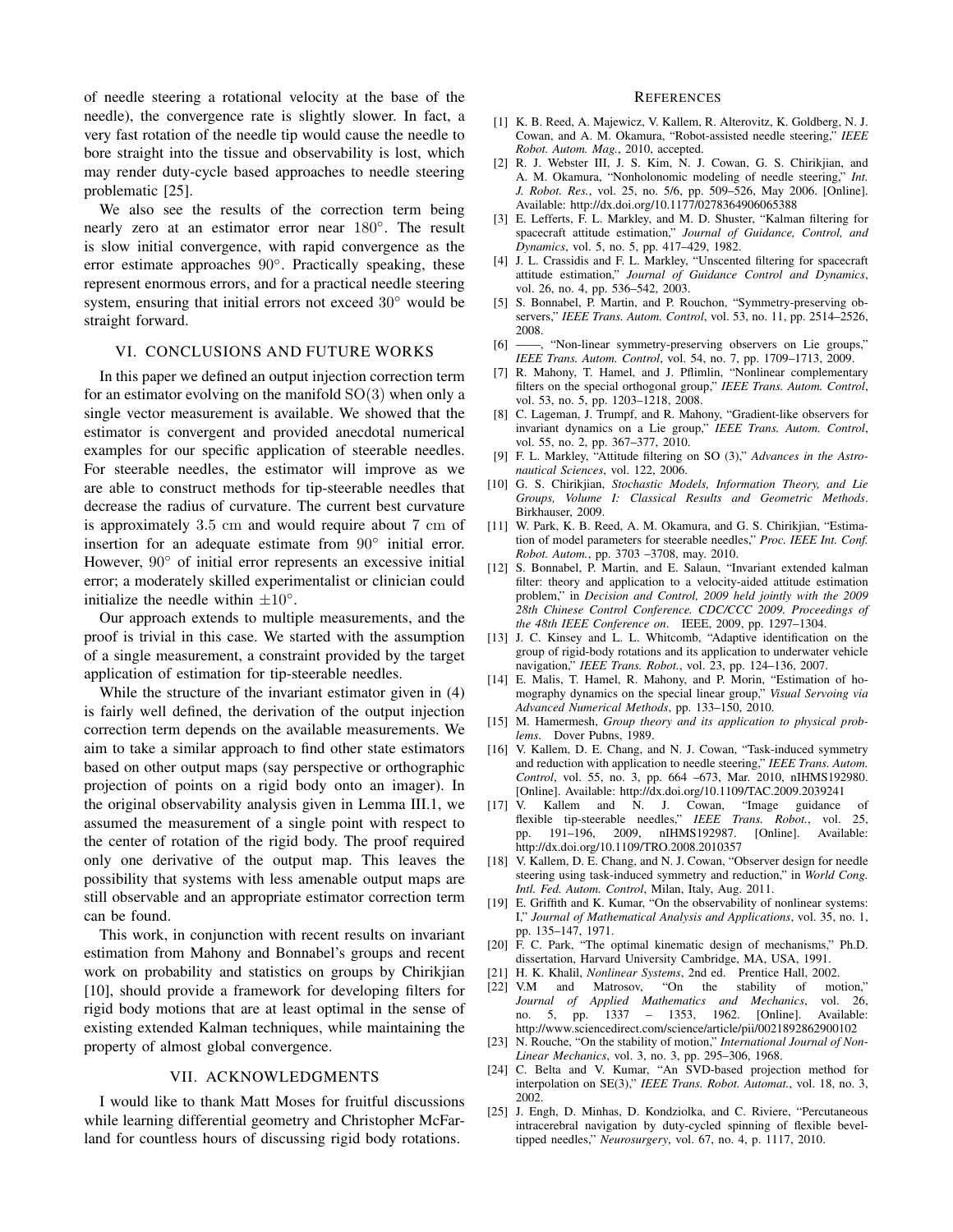of needle steering a rotational velocity at the base of the needle), the convergence rate is slightly slower. In fact, a very fast rotation of the needle tip would cause the needle to bore straight into the tissue and observability is lost, which may render duty-cycle based approaches to needle steering problematic [25].

We also see the results of the correction term being nearly zero at an estimator error near $180°$. The result is slow initial convergence, with rapid convergence as the error estimate approaches $90°$. Practically speaking, these represent enormous errors, and for a practical needle steering system, ensuring that initial errors not exceed $30°$ would be straight forward.

## VI. Conclusions and Future Works

In this paper we defined an output injection correction term for an estimator evolving on the manifold $\mathrm{SO}(3)$ when only a single vector measurement is available. We showed that the estimator is convergent and provided anecdotal numerical examples for our specific application of steerable needles. For steerable needles, the estimator will improve as we are able to construct methods for tip-steerable needles that decrease the radius of curvature. The current best curvature is approximately $3.5$ cm and would require about $7$ cm of insertion for an adequate estimate from $90°$ initial error. However, $90°$ of initial error represents an excessive initial error; a moderately skilled experimentalist or clinician could initialize the needle within $\pm 10°$.

Our approach extends to multiple measurements, and the proof is trivial in this case. We started with the assumption of a single measurement, a constraint provided by the target application of estimation for tip-steerable needles.

While the structure of the invariant estimator given in (4) is fairly well defined, the derivation of the output injection correction term depends on the available measurements. We aim to take a similar approach to find other state estimators based on other output maps (say perspective or orthographic projection of points on a rigid body onto an imager). In the original observability analysis given in Lemma III.1, we assumed the measurement of a single point with respect to the center of rotation of the rigid body. The proof required only one derivative of the output map. This leaves the possibility that systems with less amenable output maps are still observable and an appropriate estimator correction term can be found.

This work, in conjunction with recent results on invariant estimation from Mahony and Bonnabel's groups and recent work on probability and statistics on groups by Chirikjian [10], should provide a framework for developing filters for rigid body motions that are at least optimal in the sense of existing extended Kalman techniques, while maintaining the property of almost global convergence.

## VII. Acknowledgments

I would like to thank Matt Moses for fruitful discussions while learning differential geometry and Christopher McFarland for countless hours of discussing rigid body rotations.

## References

[1] K. B. Reed, A. Majewicz, V. Kallem, R. Alterovitz, K. Goldberg, N. J. Cowan, and A. M. Okamura, "Robot-assisted needle steering," *IEEE Robot. Autom. Mag.*, 2010, accepted.

[2] R. J. Webster III, J. S. Kim, N. J. Cowan, G. S. Chirikjian, and A. M. Okamura, "Nonholonomic modeling of needle steering," *Int. J. Robot. Res.*, vol. 25, no. 5/6, pp. 509–526, May 2006. [Online]. Available: http://dx.doi.org/10.1177/0278364906065388

[3] E. Lefferts, F. L. Markley, and M. D. Shuster, "Kalman filtering for spacecraft attitude estimation," *Journal of Guidance, Control, and Dynamics*, vol. 5, no. 5, pp. 417–429, 1982.

[4] J. L. Crassidis and F. L. Markley, "Unscented filtering for spacecraft attitude estimation," *Journal of Guidance Control and Dynamics*, vol. 26, no. 4, pp. 536–542, 2003.

[5] S. Bonnabel, P. Martin, and P. Rouchon, "Symmetry-preserving observers," *IEEE Trans. Autom. Control*, vol. 53, no. 11, pp. 2514–2526, 2008.

[6] ——, "Non-linear symmetry-preserving observers on Lie groups," *IEEE Trans. Autom. Control*, vol. 54, no. 7, pp. 1709–1713, 2009.

[7] R. Mahony, T. Hamel, and J. Pflimlin, "Nonlinear complementary filters on the special orthogonal group," *IEEE Trans. Autom. Control*, vol. 53, no. 5, pp. 1203–1218, 2008.

[8] C. Lageman, J. Trumpf, and R. Mahony, "Gradient-like observers for invariant dynamics on a Lie group," *IEEE Trans. Autom. Control*, vol. 55, no. 2, pp. 367–377, 2010.

[9] F. L. Markley, "Attitude filtering on SO (3)," *Advances in the Astronautical Sciences*, vol. 122, 2006.

[10] G. S. Chirikjian, *Stochastic Models, Information Theory, and Lie Groups, Volume I: Classical Results and Geometric Methods*. Birkhauser, 2009.

[11] W. Park, K. B. Reed, A. M. Okamura, and G. S. Chirikjian, "Estimation of model parameters for steerable needles," *Proc. IEEE Int. Conf. Robot. Autom.*, pp. 3703 –3708, may. 2010.

[12] S. Bonnabel, P. Martin, and E. Salaun, "Invariant extended kalman filter: theory and application to a velocity-aided attitude estimation problem," in *Decision and Control, 2009 held jointly with the 2009 28th Chinese Control Conference. CDC/CCC 2009. Proceedings of the 48th IEEE Conference on*. IEEE, 2009, pp. 1297–1304.

[13] J. C. Kinsey and L. L. Whitcomb, "Adaptive identification on the group of rigid-body rotations and its application to underwater vehicle navigation," *IEEE Trans. Robot.*, vol. 23, pp. 124–136, 2007.

[14] E. Malis, T. Hamel, R. Mahony, and P. Morin, "Estimation of homography dynamics on the special linear group," *Visual Servoing via Advanced Numerical Methods*, pp. 133–150, 2010.

[15] M. Hamermesh, *Group theory and its application to physical problems*. Dover Pubns, 1989.

[16] V. Kallem, D. E. Chang, and N. J. Cowan, "Task-induced symmetry and reduction with application to needle steering," *IEEE Trans. Autom. Control*, vol. 55, no. 3, pp. 664 –673, Mar. 2010, nIHMS192980. [Online]. Available: http://dx.doi.org/10.1109/TAC.2009.2039241

[17] V. Kallem and N. J. Cowan, "Image guidance of flexible tip-steerable needles," *IEEE Trans. Robot.*, vol. 25, pp. 191–196, 2009, nIHMS192987. [Online]. Available: http://dx.doi.org/10.1109/TRO.2008.2010357

[18] V. Kallem, D. E. Chang, and N. J. Cowan, "Observer design for needle steering using task-induced symmetry and reduction," in *World Cong. Intl. Fed. Autom. Control*, Milan, Italy, Aug. 2011.

[19] E. Griffith and K. Kumar, "On the observability of nonlinear systems: I," *Journal of Mathematical Analysis and Applications*, vol. 35, no. 1, pp. 135–147, 1971.

[20] F. C. Park, "The optimal kinematic design of mechanisms," Ph.D. dissertation, Harvard University Cambridge, MA, USA, 1991.

[21] H. K. Khalil, *Nonlinear Systems*, 2nd ed. Prentice Hall, 2002.

[22] V.M and Matrosov, "On the stability of motion," *Journal of Applied Mathematics and Mechanics*, vol. 26, no. 5, pp. 1337 – 1353, 1962. [Online]. Available: http://www.sciencedirect.com/science/article/pii/0021892862900102

[23] N. Rouche, "On the stability of motion," *International Journal of Non-Linear Mechanics*, vol. 3, no. 3, pp. 295–306, 1968.

[24] C. Belta and V. Kumar, "An SVD-based projection method for interpolation on SE(3)," *IEEE Trans. Robot. Automat.*, vol. 18, no. 3, 2002.

[25] J. Engh, D. Minhas, D. Kondziolka, and C. Riviere, "Percutaneous intracerebral navigation by duty-cycled spinning of flexible bevel-tipped needles," *Neurosurgery*, vol. 67, no. 4, p. 1117, 2010.